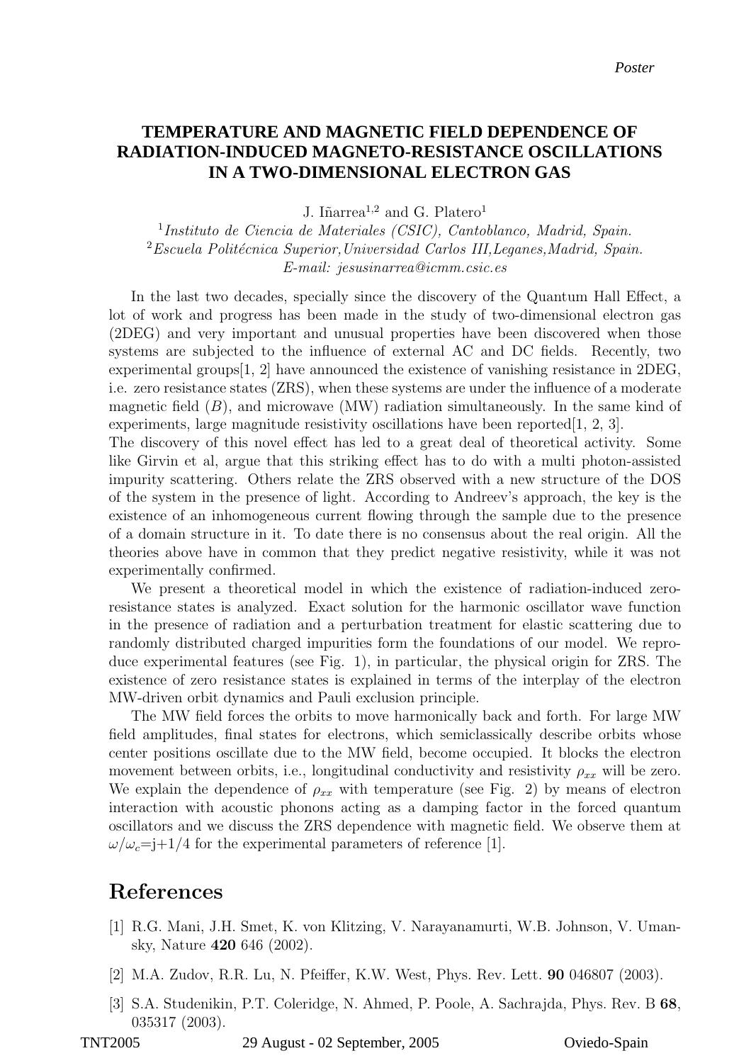Poster

# TEMPERATURE AND MAGNETIC FIELD DEPENDENCE OF RADIATION-INDUCED MAGNETO-RESISTANCE OSCILLATIONS IN A TWO-DIMENSIONAL ELECTRON GAS

J. Iñarrea[1,2] and G. Platero[1]

[1] *Instituto de Ciencia de Materiales (CSIC), Cantoblanco, Madrid, Spain.*
[2] *Escuela Politécnica Superior, Universidad Carlos III, Leganes, Madrid, Spain.*
*E-mail: jesusinarrea@icmm.csic.es*

In the last two decades, specially since the discovery of the Quantum Hall Effect, a lot of work and progress has been made in the study of two-dimensional electron gas (2DEG) and very important and unusual properties have been discovered when those systems are subjected to the influence of external AC and DC fields. Recently, two experimental groups[1, 2] have announced the existence of vanishing resistance in 2DEG, i.e. zero resistance states (ZRS), when these systems are under the influence of a moderate magnetic field ($B$), and microwave (MW) radiation simultaneously. In the same kind of experiments, large magnitude resistivity oscillations have been reported[1, 2, 3].
The discovery of this novel effect has led to a great deal of theoretical activity. Some like Girvin et al, argue that this striking effect has to do with a multi photon-assisted impurity scattering. Others relate the ZRS observed with a new structure of the DOS of the system in the presence of light. According to Andreev's approach, the key is the existence of an inhomogeneous current flowing through the sample due to the presence of a domain structure in it. To date there is no consensus about the real origin. All the theories above have in common that they predict negative resistivity, while it was not experimentally confirmed.

We present a theoretical model in which the existence of radiation-induced zero-resistance states is analyzed. Exact solution for the harmonic oscillator wave function in the presence of radiation and a perturbation treatment for elastic scattering due to randomly distributed charged impurities form the foundations of our model. We reproduce experimental features (see Fig. 1), in particular, the physical origin for ZRS. The existence of zero resistance states is explained in terms of the interplay of the electron MW-driven orbit dynamics and Pauli exclusion principle.

The MW field forces the orbits to move harmonically back and forth. For large MW field amplitudes, final states for electrons, which semiclassically describe orbits whose center positions oscillate due to the MW field, become occupied. It blocks the electron movement between orbits, i.e., longitudinal conductivity and resistivity $\rho_{xx}$ will be zero. We explain the dependence of $\rho_{xx}$ with temperature (see Fig. 2) by means of electron interaction with acoustic phonons acting as a damping factor in the forced quantum oscillators and we discuss the ZRS dependence with magnetic field. We observe them at $\omega/\omega_c$=j+1/4 for the experimental parameters of reference [1].

## References

[1] R.G. Mani, J.H. Smet, K. von Klitzing, V. Narayanamurti, W.B. Johnson, V. Umansky, Nature **420** 646 (2002).

[2] M.A. Zudov, R.R. Lu, N. Pfeiffer, K.W. West, Phys. Rev. Lett. **90** 046807 (2003).

[3] S.A. Studenikin, P.T. Coleridge, N. Ahmed, P. Poole, A. Sachrajda, Phys. Rev. B **68**, 035317 (2003).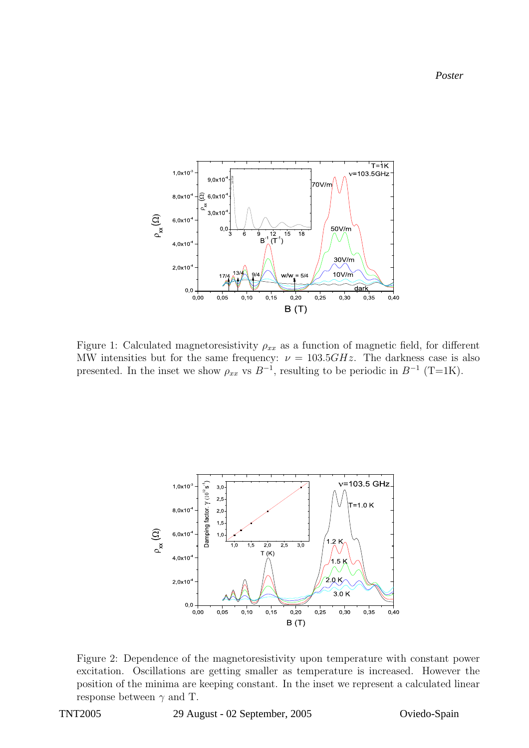1,0x10⁻³
8,0x10⁻⁴
6,0x10⁻⁴
4,0x10⁻⁴
2,0x10⁻⁴
0,0

$\rho_{xx}$ ($\Omega$)

0,00 0,05 0,10 0,15 0,20 0,25 0,30 0,35 0,40

B (T)

T=1K
ν=103.5GHz
70V/m
50V/m
30V/m
10V/m
dark
17/4
13/4
9/4
w/w = 5/4

9,0x10⁻⁴
6,0x10⁻⁴
3,0x10⁻⁴
0,0
3 6 9 12 15 18
$B^{-1}$ ($T^{-1}$)

Figure 1: Calculated magnetoresistivity $\rho_{xx}$ as a function of magnetic field, for different MW intensities but for the same frequency: $\nu = 103.5GHz$. The darkness case is also presented. In the inset we show $\rho_{xx}$ vs $B^{-1}$, resulting to be periodic in $B^{-1}$ (T=1K).

1,0x10⁻³
8,0x10⁻⁴
6,0x10⁻⁴
4,0x10⁻⁴
2,0x10⁻⁴
0,0

$\rho_{xx}$ ($\Omega$)

0,00 0,05 0,10 0,15 0,20 0,25 0,30 0,35 0,40

B (T)

ν=103.5 GHz
T=1.0 K
1.2 K
1.5 K
2.0 K
3.0 K

Damping factor, $\gamma$ ($10^{12}s^{-1}$)
3,0
2,5
2,0
1,5
1,0
1,0 1,5 2,0 2,5 3,0
T (K)

Figure 2: Dependence of the magnetoresistivity upon temperature with constant power excitation. Oscillations are getting smaller as temperature is increased. However the position of the minima are keeping constant. In the inset we represent a calculated linear response between $\gamma$ and T.